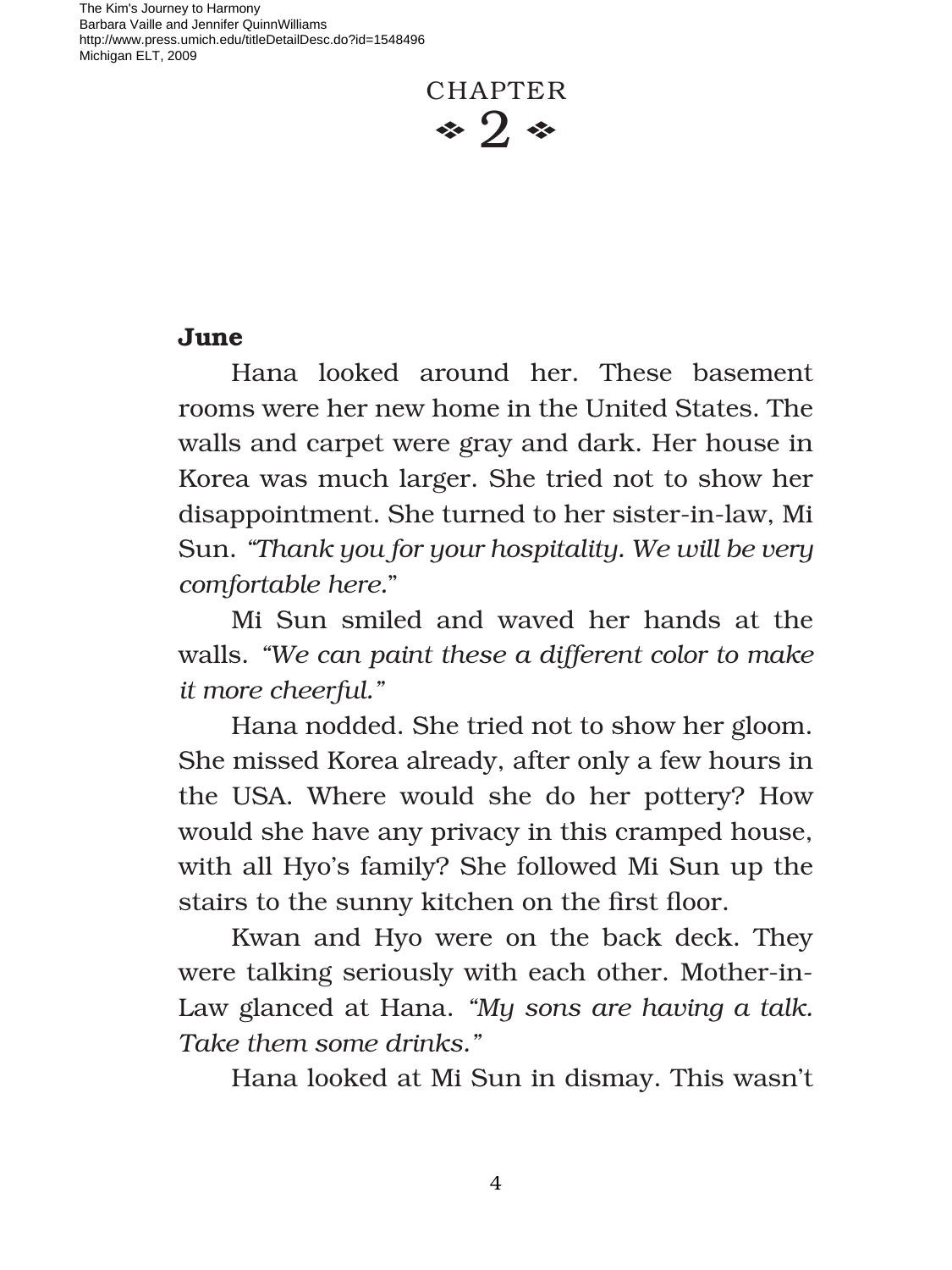# CHAPTER 2

**June**

Hana looked around her. These basement rooms were her new home in the United States. The walls and carpet were gray and dark. Her house in Korea was much larger. She tried not to show her disappointment. She turned to her sister-in-law, Mi Sun. *"Thank you for your hospitality. We will be very comfortable here.*"

Mi Sun smiled and waved her hands at the walls. *"We can paint these a different color to make it more cheerful."*

Hana nodded. She tried not to show her gloom. She missed Korea already, after only a few hours in the USA. Where would she do her pottery? How would she have any privacy in this cramped house, with all Hyo's family? She followed Mi Sun up the stairs to the sunny kitchen on the first floor.

Kwan and Hyo were on the back deck. They were talking seriously with each other. Mother-in-Law glanced at Hana. *"My sons are having a talk. Take them some drinks."*

Hana looked at Mi Sun in dismay. This wasn't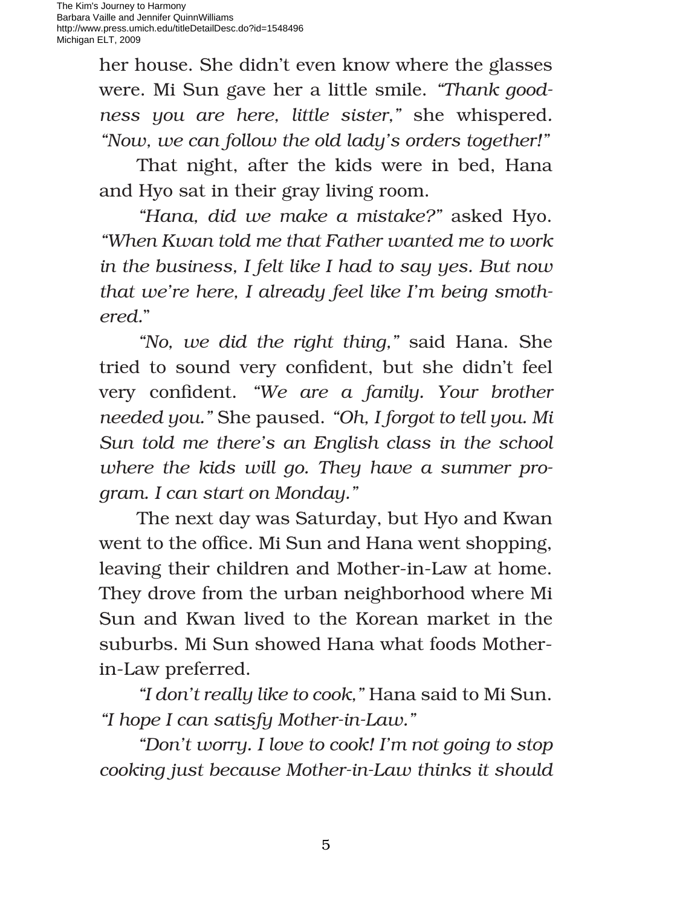her house. She didn't even know where the glasses were. Mi Sun gave her a little smile. *"Thank goodness you are here, little sister,"* she whispered. *"Now, we can follow the old lady's orders together!"*

That night, after the kids were in bed, Hana and Hyo sat in their gray living room.

*"Hana, did we make a mistake?"* asked Hyo. *"When Kwan told me that Father wanted me to work in the business, I felt like I had to say yes. But now that we're here, I already feel like I'm being smothered."*

*"No, we did the right thing,"* said Hana. She tried to sound very confident, but she didn't feel very confident. *"We are a family. Your brother needed you."* She paused. *"Oh, I forgot to tell you. Mi Sun told me there's an English class in the school where the kids will go. They have a summer program. I can start on Monday."*

The next day was Saturday, but Hyo and Kwan went to the office. Mi Sun and Hana went shopping, leaving their children and Mother-in-Law at home. They drove from the urban neighborhood where Mi Sun and Kwan lived to the Korean market in the suburbs. Mi Sun showed Hana what foods Mother-in-Law preferred.

*"I don't really like to cook,"* Hana said to Mi Sun. *"I hope I can satisfy Mother-in-Law."*

*"Don't worry. I love to cook! I'm not going to stop cooking just because Mother-in-Law thinks it should*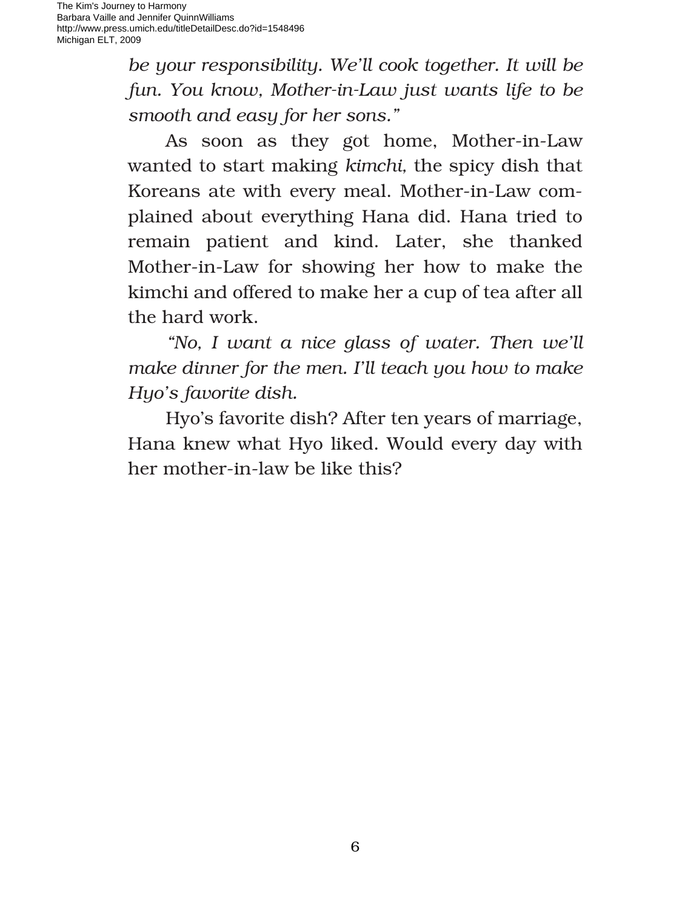*be your responsibility. We'll cook together. It will be fun. You know, Mother-in-Law just wants life to be smooth and easy for her sons."*

As soon as they got home, Mother-in-Law wanted to start making *kimchi*, the spicy dish that Koreans ate with every meal. Mother-in-Law complained about everything Hana did. Hana tried to remain patient and kind. Later, she thanked Mother-in-Law for showing her how to make the kimchi and offered to make her a cup of tea after all the hard work.

*"No, I want a nice glass of water. Then we'll make dinner for the men. I'll teach you how to make Hyo's favorite dish.*

Hyo's favorite dish? After ten years of marriage, Hana knew what Hyo liked. Would every day with her mother-in-law be like this?